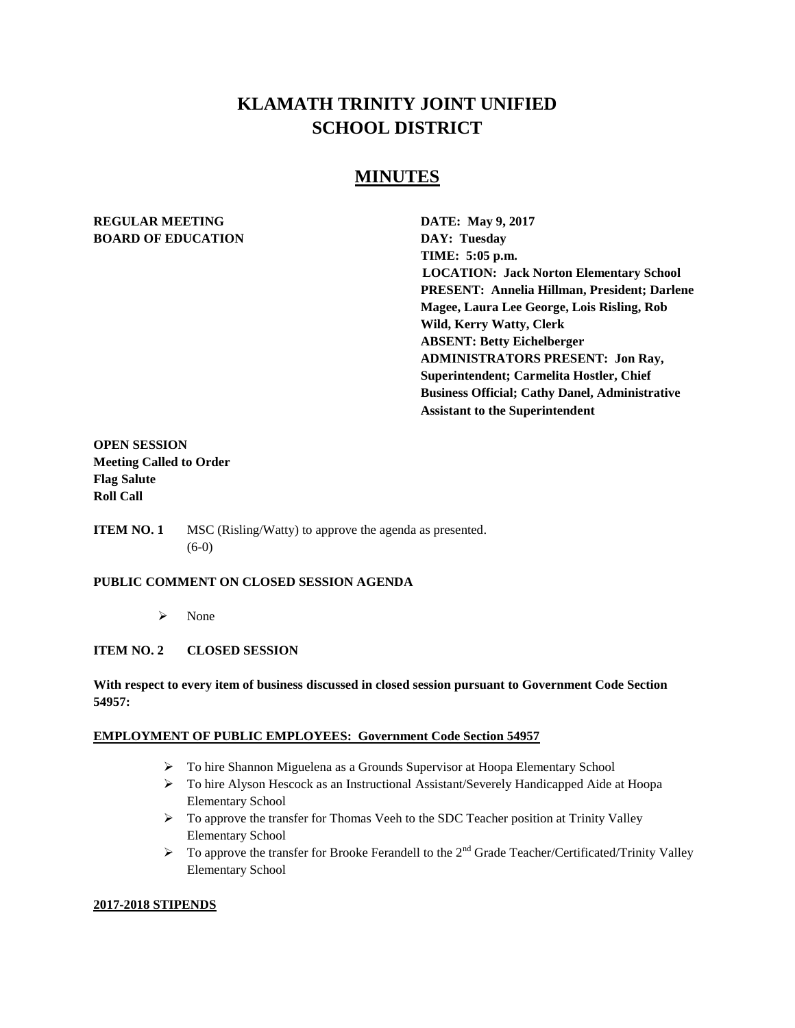# KLAMATH TRINITY JOINT UNIFIED SCHOOL DISTRICT

## MINUTES

**REGULAR MEETING**
**BOARD OF EDUCATION**

**DATE: May 9, 2017**
**DAY: Tuesday**
**TIME: 5:05 p.m.**
**LOCATION: Jack Norton Elementary School**
**PRESENT: Annelia Hillman, President; Darlene Magee, Laura Lee George, Lois Risling, Rob Wild, Kerry Watty, Clerk**
**ABSENT: Betty Eichelberger**
**ADMINISTRATORS PRESENT: Jon Ray, Superintendent; Carmelita Hostler, Chief Business Official; Cathy Danel, Administrative Assistant to the Superintendent**

**OPEN SESSION**
**Meeting Called to Order**
**Flag Salute**
**Roll Call**

**ITEM NO. 1** MSC (Risling/Watty) to approve the agenda as presented. (6-0)

**PUBLIC COMMENT ON CLOSED SESSION AGENDA**

- None

**ITEM NO. 2 CLOSED SESSION**

**With respect to every item of business discussed in closed session pursuant to Government Code Section 54957:**

**EMPLOYMENT OF PUBLIC EMPLOYEES: Government Code Section 54957**

- To hire Shannon Miguelena as a Grounds Supervisor at Hoopa Elementary School
- To hire Alyson Hescock as an Instructional Assistant/Severely Handicapped Aide at Hoopa Elementary School
- To approve the transfer for Thomas Veeh to the SDC Teacher position at Trinity Valley Elementary School
- To approve the transfer for Brooke Ferandell to the 2nd Grade Teacher/Certificated/Trinity Valley Elementary School

**2017-2018 STIPENDS**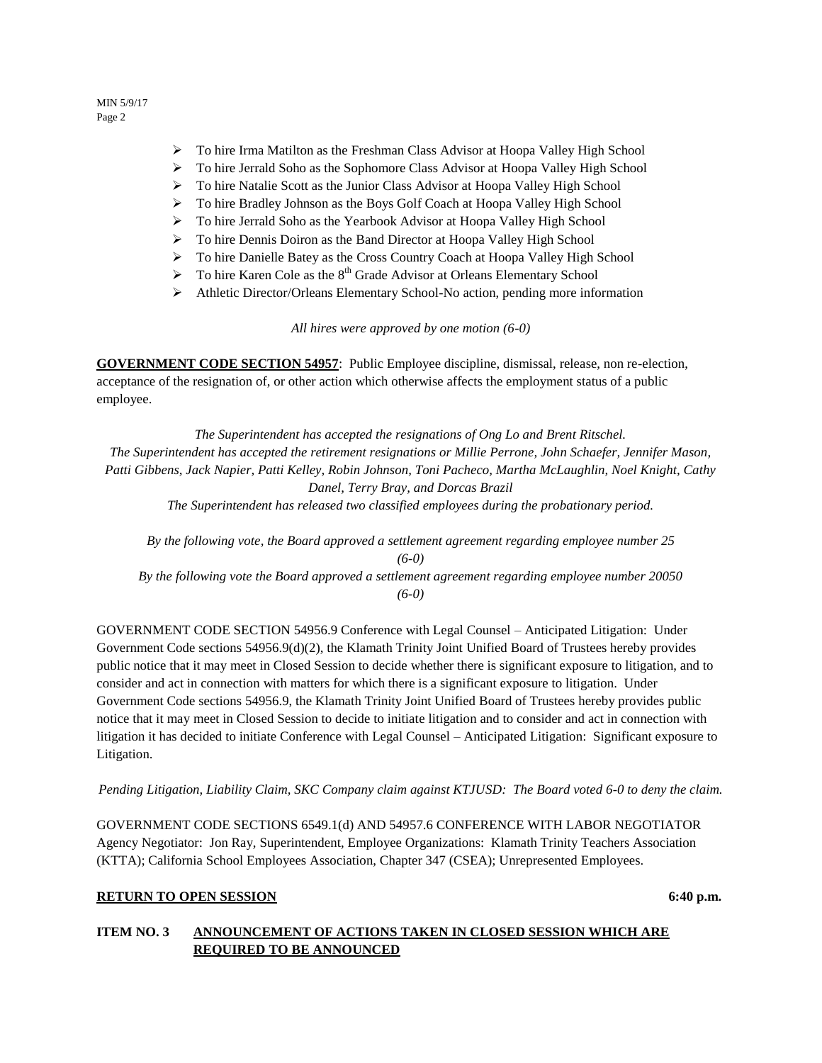- To hire Irma Matilton as the Freshman Class Advisor at Hoopa Valley High School
- To hire Jerrald Soho as the Sophomore Class Advisor at Hoopa Valley High School
- To hire Natalie Scott as the Junior Class Advisor at Hoopa Valley High School
- To hire Bradley Johnson as the Boys Golf Coach at Hoopa Valley High School
- To hire Jerrald Soho as the Yearbook Advisor at Hoopa Valley High School
- To hire Dennis Doiron as the Band Director at Hoopa Valley High School
- To hire Danielle Batey as the Cross Country Coach at Hoopa Valley High School
- To hire Karen Cole as the 8th Grade Advisor at Orleans Elementary School
- Athletic Director/Orleans Elementary School-No action, pending more information

*All hires were approved by one motion (6-0)*

**GOVERNMENT CODE SECTION 54957**: Public Employee discipline, dismissal, release, non re-election, acceptance of the resignation of, or other action which otherwise affects the employment status of a public employee.

*The Superintendent has accepted the resignations of Ong Lo and Brent Ritschel.*
*The Superintendent has accepted the retirement resignations or Millie Perrone, John Schaefer, Jennifer Mason, Patti Gibbens, Jack Napier, Patti Kelley, Robin Johnson, Toni Pacheco, Martha McLaughlin, Noel Knight, Cathy Danel, Terry Bray, and Dorcas Brazil*
*The Superintendent has released two classified employees during the probationary period.*

*By the following vote, the Board approved a settlement agreement regarding employee number 25 (6-0)*
*By the following vote the Board approved a settlement agreement regarding employee number 20050 (6-0)*

GOVERNMENT CODE SECTION 54956.9 Conference with Legal Counsel – Anticipated Litigation: Under Government Code sections 54956.9(d)(2), the Klamath Trinity Joint Unified Board of Trustees hereby provides public notice that it may meet in Closed Session to decide whether there is significant exposure to litigation, and to consider and act in connection with matters for which there is a significant exposure to litigation. Under Government Code sections 54956.9, the Klamath Trinity Joint Unified Board of Trustees hereby provides public notice that it may meet in Closed Session to decide to initiate litigation and to consider and act in connection with litigation it has decided to initiate Conference with Legal Counsel – Anticipated Litigation: Significant exposure to Litigation.

*Pending Litigation, Liability Claim, SKC Company claim against KTJUSD: The Board voted 6-0 to deny the claim.*

GOVERNMENT CODE SECTIONS 6549.1(d) AND 54957.6 CONFERENCE WITH LABOR NEGOTIATOR Agency Negotiator: Jon Ray, Superintendent, Employee Organizations: Klamath Trinity Teachers Association (KTTA); California School Employees Association, Chapter 347 (CSEA); Unrepresented Employees.

**RETURN TO OPEN SESSION** **6:40 p.m.**

**ITEM NO. 3 ANNOUNCEMENT OF ACTIONS TAKEN IN CLOSED SESSION WHICH ARE REQUIRED TO BE ANNOUNCED**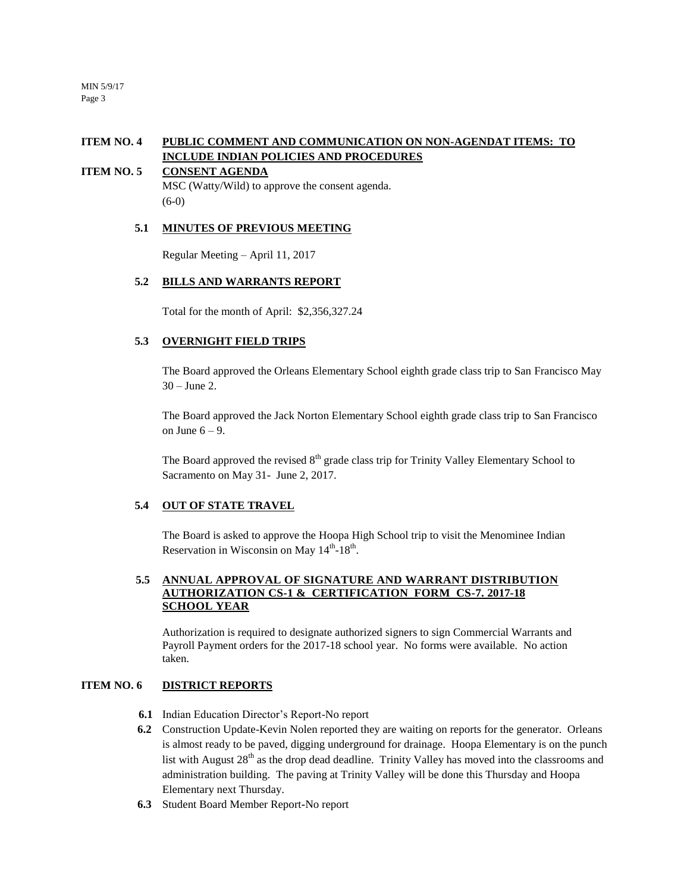**ITEM NO. 4 PUBLIC COMMENT AND COMMUNICATION ON NON-AGENDAT ITEMS: TO INCLUDE INDIAN POLICIES AND PROCEDURES**

**ITEM NO. 5 CONSENT AGENDA**

MSC (Watty/Wild) to approve the consent agenda.
(6-0)

**5.1 MINUTES OF PREVIOUS MEETING**

Regular Meeting – April 11, 2017

**5.2 BILLS AND WARRANTS REPORT**

Total for the month of April: $2,356,327.24

**5.3 OVERNIGHT FIELD TRIPS**

The Board approved the Orleans Elementary School eighth grade class trip to San Francisco May 30 – June 2.

The Board approved the Jack Norton Elementary School eighth grade class trip to San Francisco on June 6 – 9.

The Board approved the revised 8th grade class trip for Trinity Valley Elementary School to Sacramento on May 31- June 2, 2017.

**5.4 OUT OF STATE TRAVEL**

The Board is asked to approve the Hoopa High School trip to visit the Menominee Indian Reservation in Wisconsin on May 14th-18th.

**5.5 ANNUAL APPROVAL OF SIGNATURE AND WARRANT DISTRIBUTION AUTHORIZATION CS-1 & CERTIFICATION FORM CS-7. 2017-18 SCHOOL YEAR**

Authorization is required to designate authorized signers to sign Commercial Warrants and Payroll Payment orders for the 2017-18 school year. No forms were available. No action taken.

**ITEM NO. 6 DISTRICT REPORTS**

**6.1** Indian Education Director's Report-No report

**6.2** Construction Update-Kevin Nolen reported they are waiting on reports for the generator. Orleans is almost ready to be paved, digging underground for drainage. Hoopa Elementary is on the punch list with August 28th as the drop dead deadline. Trinity Valley has moved into the classrooms and administration building. The paving at Trinity Valley will be done this Thursday and Hoopa Elementary next Thursday.

**6.3** Student Board Member Report-No report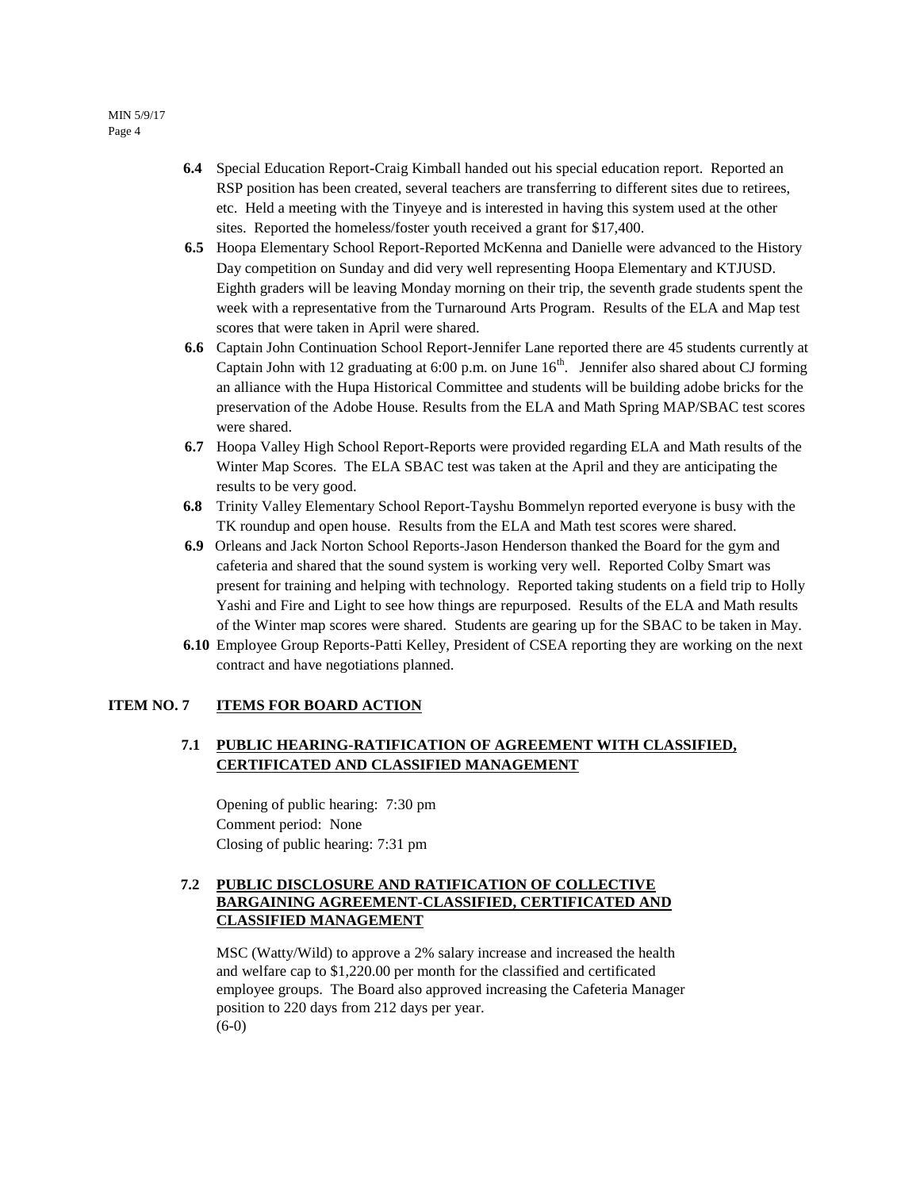**6.4** Special Education Report-Craig Kimball handed out his special education report. Reported an RSP position has been created, several teachers are transferring to different sites due to retirees, etc. Held a meeting with the Tinyeye and is interested in having this system used at the other sites. Reported the homeless/foster youth received a grant for $17,400.

**6.5** Hoopa Elementary School Report-Reported McKenna and Danielle were advanced to the History Day competition on Sunday and did very well representing Hoopa Elementary and KTJUSD. Eighth graders will be leaving Monday morning on their trip, the seventh grade students spent the week with a representative from the Turnaround Arts Program. Results of the ELA and Map test scores that were taken in April were shared.

**6.6** Captain John Continuation School Report-Jennifer Lane reported there are 45 students currently at Captain John with 12 graduating at 6:00 p.m. on June 16th. Jennifer also shared about CJ forming an alliance with the Hupa Historical Committee and students will be building adobe bricks for the preservation of the Adobe House. Results from the ELA and Math Spring MAP/SBAC test scores were shared.

**6.7** Hoopa Valley High School Report-Reports were provided regarding ELA and Math results of the Winter Map Scores. The ELA SBAC test was taken at the April and they are anticipating the results to be very good.

**6.8** Trinity Valley Elementary School Report-Tayshu Bommelyn reported everyone is busy with the TK roundup and open house. Results from the ELA and Math test scores were shared.

**6.9** Orleans and Jack Norton School Reports-Jason Henderson thanked the Board for the gym and cafeteria and shared that the sound system is working very well. Reported Colby Smart was present for training and helping with technology. Reported taking students on a field trip to Holly Yashi and Fire and Light to see how things are repurposed. Results of the ELA and Math results of the Winter map scores were shared. Students are gearing up for the SBAC to be taken in May.

**6.10** Employee Group Reports-Patti Kelley, President of CSEA reporting they are working on the next contract and have negotiations planned.

## ITEM NO. 7 ITEMS FOR BOARD ACTION

### 7.1 PUBLIC HEARING-RATIFICATION OF AGREEMENT WITH CLASSIFIED, CERTIFICATED AND CLASSIFIED MANAGEMENT

Opening of public hearing: 7:30 pm
Comment period: None
Closing of public hearing: 7:31 pm

### 7.2 PUBLIC DISCLOSURE AND RATIFICATION OF COLLECTIVE BARGAINING AGREEMENT-CLASSIFIED, CERTIFICATED AND CLASSIFIED MANAGEMENT

MSC (Watty/Wild) to approve a 2% salary increase and increased the health and welfare cap to $1,220.00 per month for the classified and certificated employee groups. The Board also approved increasing the Cafeteria Manager position to 220 days from 212 days per year.
(6-0)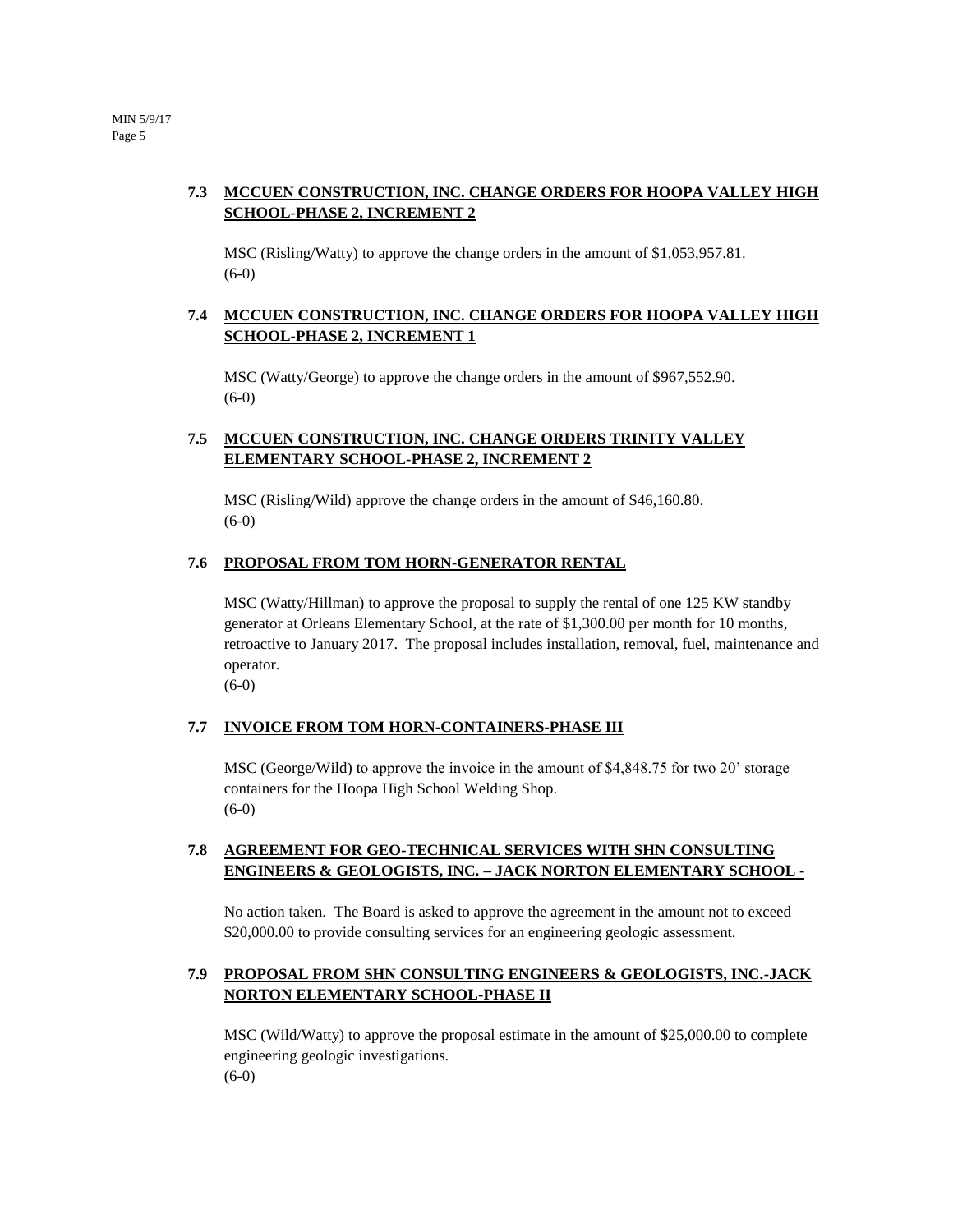### 7.3 MCCUEN CONSTRUCTION, INC. CHANGE ORDERS FOR HOOPA VALLEY HIGH SCHOOL-PHASE 2, INCREMENT 2

MSC (Risling/Watty) to approve the change orders in the amount of $1,053,957.81.
(6-0)

### 7.4 MCCUEN CONSTRUCTION, INC. CHANGE ORDERS FOR HOOPA VALLEY HIGH SCHOOL-PHASE 2, INCREMENT 1

MSC (Watty/George) to approve the change orders in the amount of $967,552.90.
(6-0)

### 7.5 MCCUEN CONSTRUCTION, INC. CHANGE ORDERS TRINITY VALLEY ELEMENTARY SCHOOL-PHASE 2, INCREMENT 2

MSC (Risling/Wild) approve the change orders in the amount of $46,160.80.
(6-0)

### 7.6 PROPOSAL FROM TOM HORN-GENERATOR RENTAL

MSC (Watty/Hillman) to approve the proposal to supply the rental of one 125 KW standby generator at Orleans Elementary School, at the rate of $1,300.00 per month for 10 months, retroactive to January 2017. The proposal includes installation, removal, fuel, maintenance and operator.
(6-0)

### 7.7 INVOICE FROM TOM HORN-CONTAINERS-PHASE III

MSC (George/Wild) to approve the invoice in the amount of $4,848.75 for two 20' storage containers for the Hoopa High School Welding Shop.
(6-0)

### 7.8 AGREEMENT FOR GEO-TECHNICAL SERVICES WITH SHN CONSULTING ENGINEERS & GEOLOGISTS, INC. – JACK NORTON ELEMENTARY SCHOOL -

No action taken. The Board is asked to approve the agreement in the amount not to exceed $20,000.00 to provide consulting services for an engineering geologic assessment.

### 7.9 PROPOSAL FROM SHN CONSULTING ENGINEERS & GEOLOGISTS, INC.-JACK NORTON ELEMENTARY SCHOOL-PHASE II

MSC (Wild/Watty) to approve the proposal estimate in the amount of $25,000.00 to complete engineering geologic investigations.
(6-0)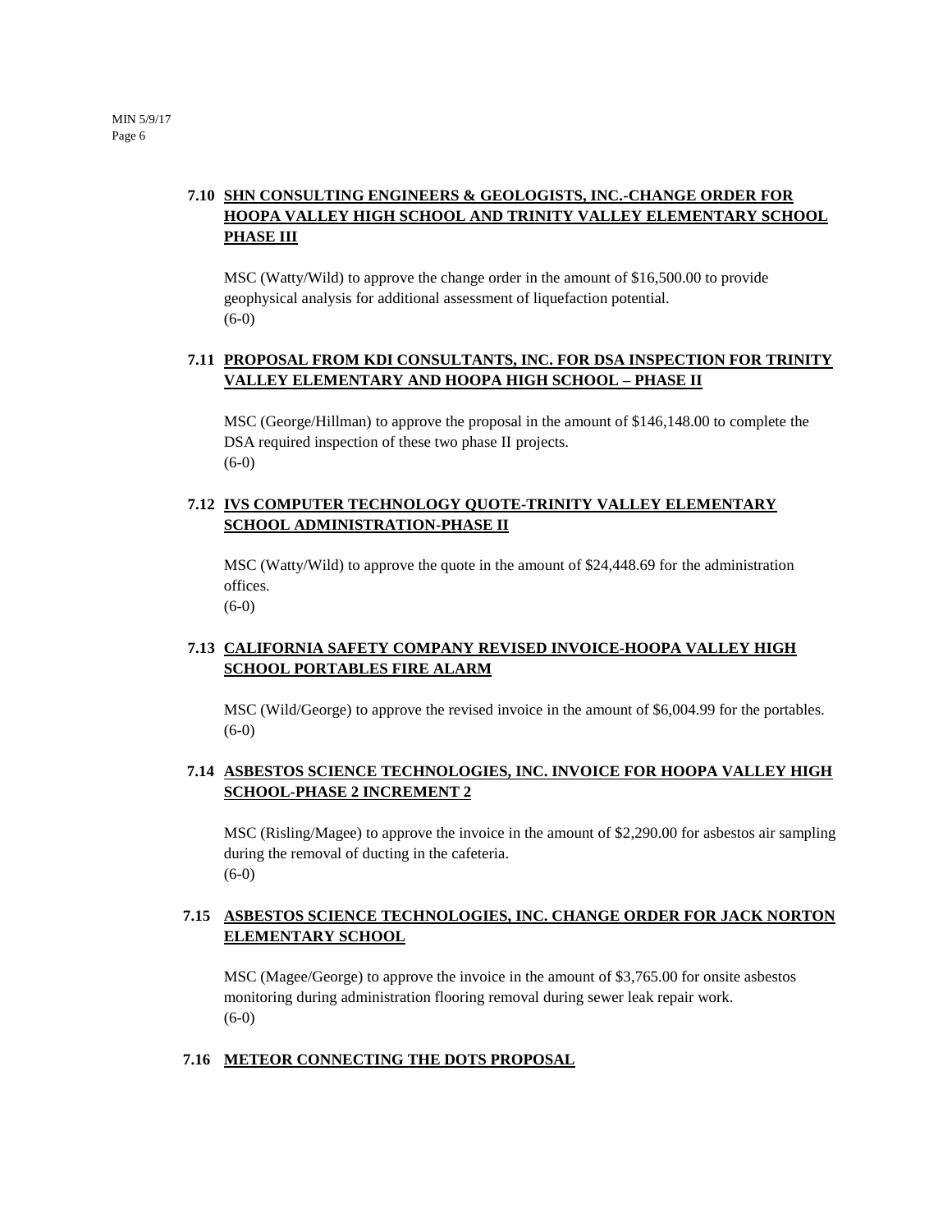**7.10 SHN CONSULTING ENGINEERS & GEOLOGISTS, INC.-CHANGE ORDER FOR HOOPA VALLEY HIGH SCHOOL AND TRINITY VALLEY ELEMENTARY SCHOOL PHASE III**

MSC (Watty/Wild) to approve the change order in the amount of $16,500.00 to provide geophysical analysis for additional assessment of liquefaction potential.
(6-0)

**7.11 PROPOSAL FROM KDI CONSULTANTS, INC. FOR DSA INSPECTION FOR TRINITY VALLEY ELEMENTARY AND HOOPA HIGH SCHOOL – PHASE II**

MSC (George/Hillman) to approve the proposal in the amount of $146,148.00 to complete the DSA required inspection of these two phase II projects.
(6-0)

**7.12 IVS COMPUTER TECHNOLOGY QUOTE-TRINITY VALLEY ELEMENTARY SCHOOL ADMINISTRATION-PHASE II**

MSC (Watty/Wild) to approve the quote in the amount of $24,448.69 for the administration offices.
(6-0)

**7.13 CALIFORNIA SAFETY COMPANY REVISED INVOICE-HOOPA VALLEY HIGH SCHOOL PORTABLES FIRE ALARM**

MSC (Wild/George) to approve the revised invoice in the amount of $6,004.99 for the portables.
(6-0)

**7.14 ASBESTOS SCIENCE TECHNOLOGIES, INC. INVOICE FOR HOOPA VALLEY HIGH SCHOOL-PHASE 2 INCREMENT 2**

MSC (Risling/Magee) to approve the invoice in the amount of $2,290.00 for asbestos air sampling during the removal of ducting in the cafeteria.
(6-0)

**7.15 ASBESTOS SCIENCE TECHNOLOGIES, INC. CHANGE ORDER FOR JACK NORTON ELEMENTARY SCHOOL**

MSC (Magee/George) to approve the invoice in the amount of $3,765.00 for onsite asbestos monitoring during administration flooring removal during sewer leak repair work.
(6-0)

**7.16 METEOR CONNECTING THE DOTS PROPOSAL**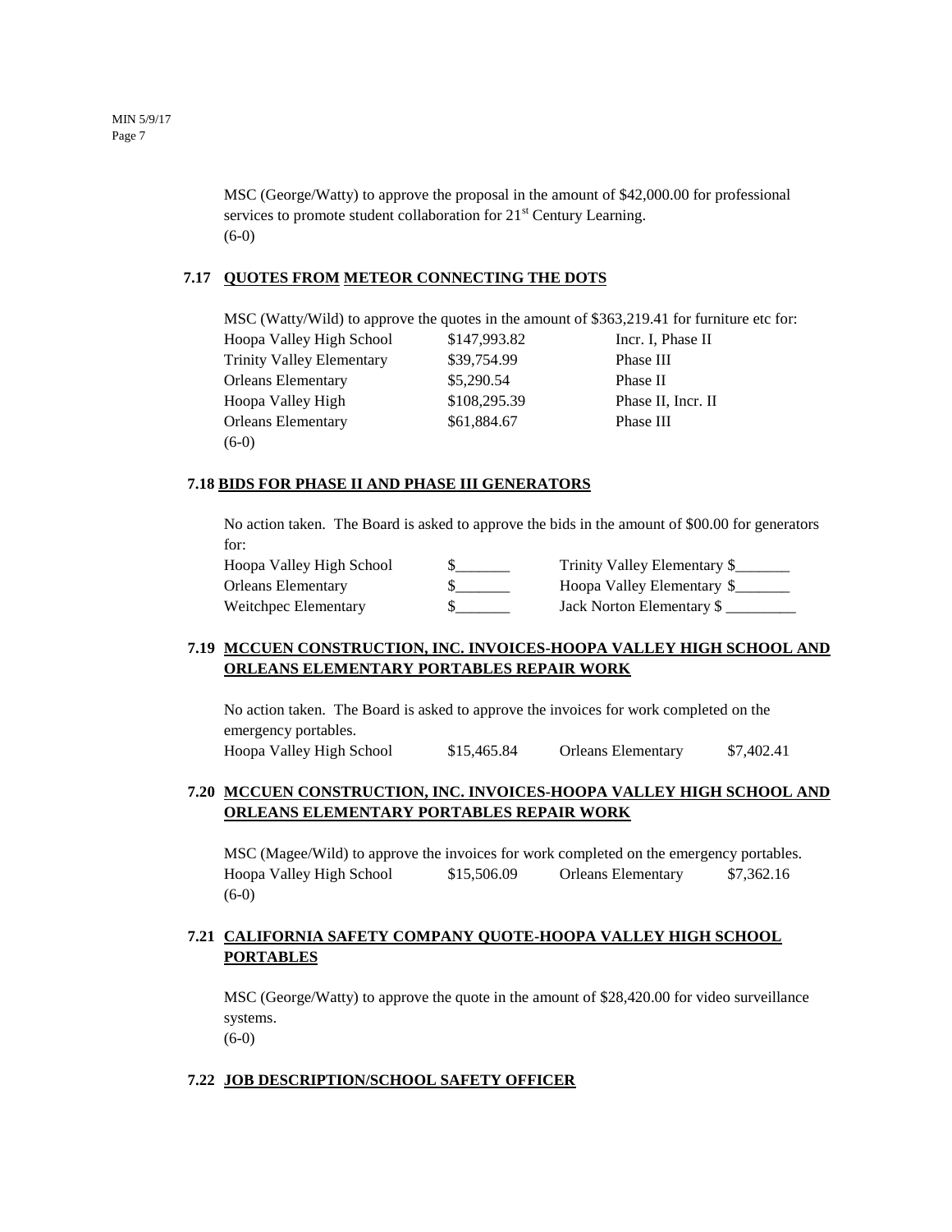MSC (George/Watty) to approve the proposal in the amount of $42,000.00 for professional services to promote student collaboration for 21st Century Learning.
(6-0)

### 7.17 QUOTES FROM METEOR CONNECTING THE DOTS

MSC (Watty/Wild) to approve the quotes in the amount of $363,219.41 for furniture etc for:

| | | |
|---|---|---|
| Hoopa Valley High School | $147,993.82 | Incr. I, Phase II |
| Trinity Valley Elementary | $39,754.99 | Phase III |
| Orleans Elementary | $5,290.54 | Phase II |
| Hoopa Valley High | $108,295.39 | Phase II, Incr. II |
| Orleans Elementary | $61,884.67 | Phase III |

(6-0)

### 7.18 BIDS FOR PHASE II AND PHASE III GENERATORS

No action taken. The Board is asked to approve the bids in the amount of $00.00 for generators for:

| | | | |
|---|---|---|---|
| Hoopa Valley High School | $_______ | Trinity Valley Elementary | $_______ |
| Orleans Elementary | $_______ | Hoopa Valley Elementary | $_______ |
| Weitchpec Elementary | $_______ | Jack Norton Elementary | $ _________ |

### 7.19 MCCUEN CONSTRUCTION, INC. INVOICES-HOOPA VALLEY HIGH SCHOOL AND ORLEANS ELEMENTARY PORTABLES REPAIR WORK

No action taken. The Board is asked to approve the invoices for work completed on the emergency portables.

| | | | |
|---|---|---|---|
| Hoopa Valley High School | $15,465.84 | Orleans Elementary | $7,402.41 |

### 7.20 MCCUEN CONSTRUCTION, INC. INVOICES-HOOPA VALLEY HIGH SCHOOL AND ORLEANS ELEMENTARY PORTABLES REPAIR WORK

MSC (Magee/Wild) to approve the invoices for work completed on the emergency portables.

| | | | |
|---|---|---|---|
| Hoopa Valley High School | $15,506.09 | Orleans Elementary | $7,362.16 |

(6-0)

### 7.21 CALIFORNIA SAFETY COMPANY QUOTE-HOOPA VALLEY HIGH SCHOOL PORTABLES

MSC (George/Watty) to approve the quote in the amount of $28,420.00 for video surveillance systems.
(6-0)

### 7.22 JOB DESCRIPTION/SCHOOL SAFETY OFFICER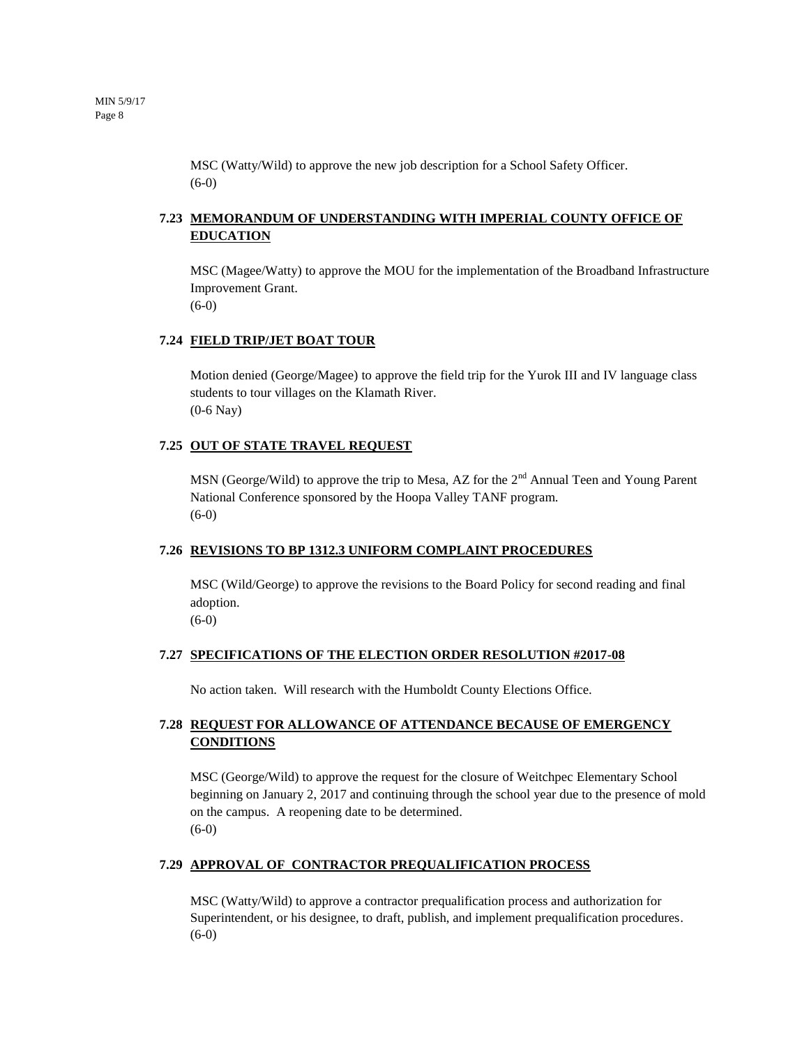MSC (Watty/Wild) to approve the new job description for a School Safety Officer.
(6-0)

### 7.23 MEMORANDUM OF UNDERSTANDING WITH IMPERIAL COUNTY OFFICE OF EDUCATION

MSC (Magee/Watty) to approve the MOU for the implementation of the Broadband Infrastructure Improvement Grant.
(6-0)

### 7.24 FIELD TRIP/JET BOAT TOUR

Motion denied (George/Magee) to approve the field trip for the Yurok III and IV language class students to tour villages on the Klamath River.
(0-6 Nay)

### 7.25 OUT OF STATE TRAVEL REQUEST

MSN (George/Wild) to approve the trip to Mesa, AZ for the 2nd Annual Teen and Young Parent National Conference sponsored by the Hoopa Valley TANF program.
(6-0)

### 7.26 REVISIONS TO BP 1312.3 UNIFORM COMPLAINT PROCEDURES

MSC (Wild/George) to approve the revisions to the Board Policy for second reading and final adoption.
(6-0)

### 7.27 SPECIFICATIONS OF THE ELECTION ORDER RESOLUTION #2017-08

No action taken. Will research with the Humboldt County Elections Office.

### 7.28 REQUEST FOR ALLOWANCE OF ATTENDANCE BECAUSE OF EMERGENCY CONDITIONS

MSC (George/Wild) to approve the request for the closure of Weitchpec Elementary School beginning on January 2, 2017 and continuing through the school year due to the presence of mold on the campus. A reopening date to be determined.
(6-0)

### 7.29 APPROVAL OF CONTRACTOR PREQUALIFICATION PROCESS

MSC (Watty/Wild) to approve a contractor prequalification process and authorization for Superintendent, or his designee, to draft, publish, and implement prequalification procedures.
(6-0)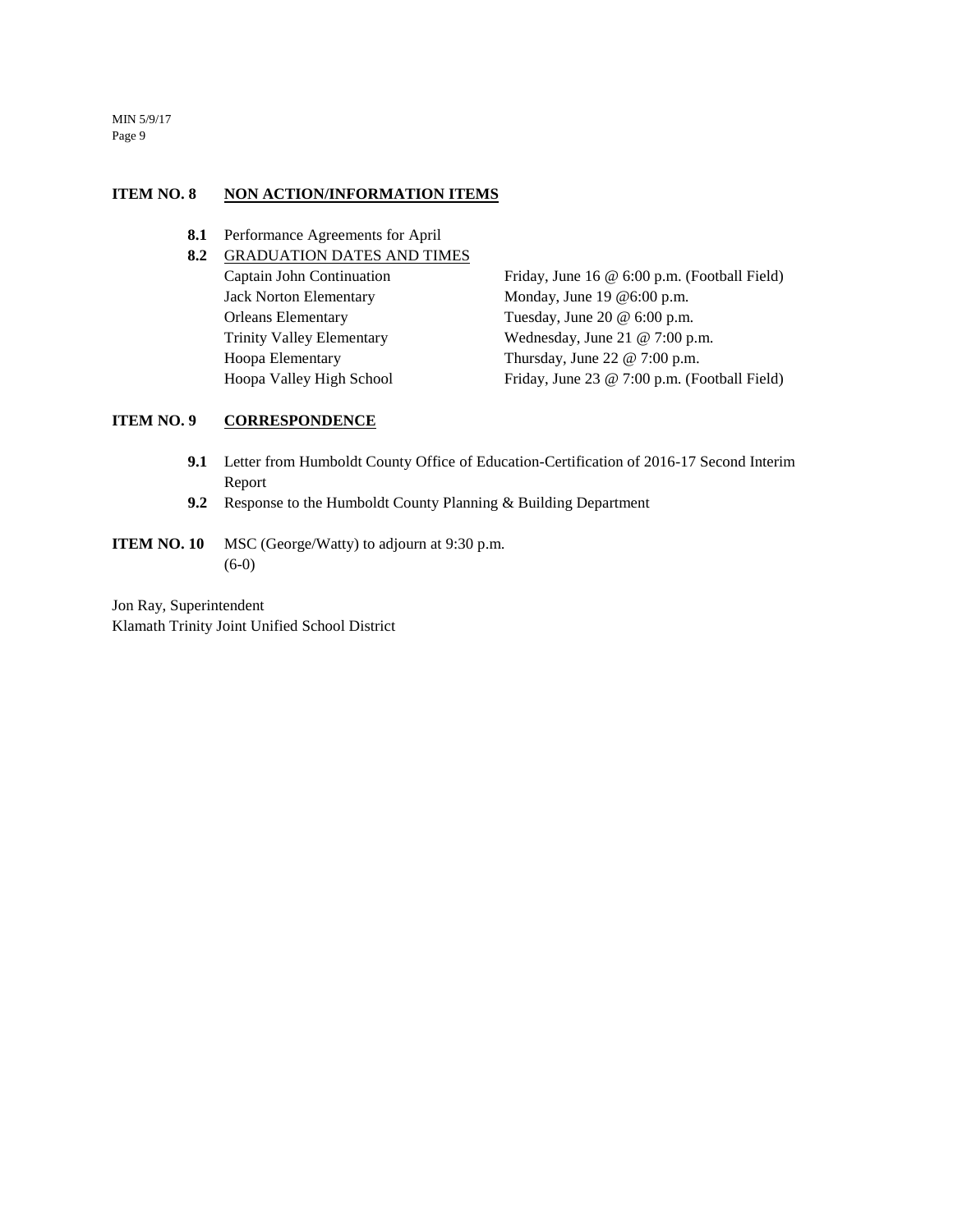**ITEM NO. 8 NON ACTION/INFORMATION ITEMS**

**8.1** Performance Agreements for April

**8.2** GRADUATION DATES AND TIMES

| | |
|---|---|
| Captain John Continuation | Friday, June 16 @ 6:00 p.m. (Football Field) |
| Jack Norton Elementary | Monday, June 19 @6:00 p.m. |
| Orleans Elementary | Tuesday, June 20 @ 6:00 p.m. |
| Trinity Valley Elementary | Wednesday, June 21 @ 7:00 p.m. |
| Hoopa Elementary | Thursday, June 22 @ 7:00 p.m. |
| Hoopa Valley High School | Friday, June 23 @ 7:00 p.m. (Football Field) |

**ITEM NO. 9 CORRESPONDENCE**

**9.1** Letter from Humboldt County Office of Education-Certification of 2016-17 Second Interim Report

**9.2** Response to the Humboldt County Planning & Building Department

**ITEM NO. 10** MSC (George/Watty) to adjourn at 9:30 p.m.
(6-0)

Jon Ray, Superintendent
Klamath Trinity Joint Unified School District